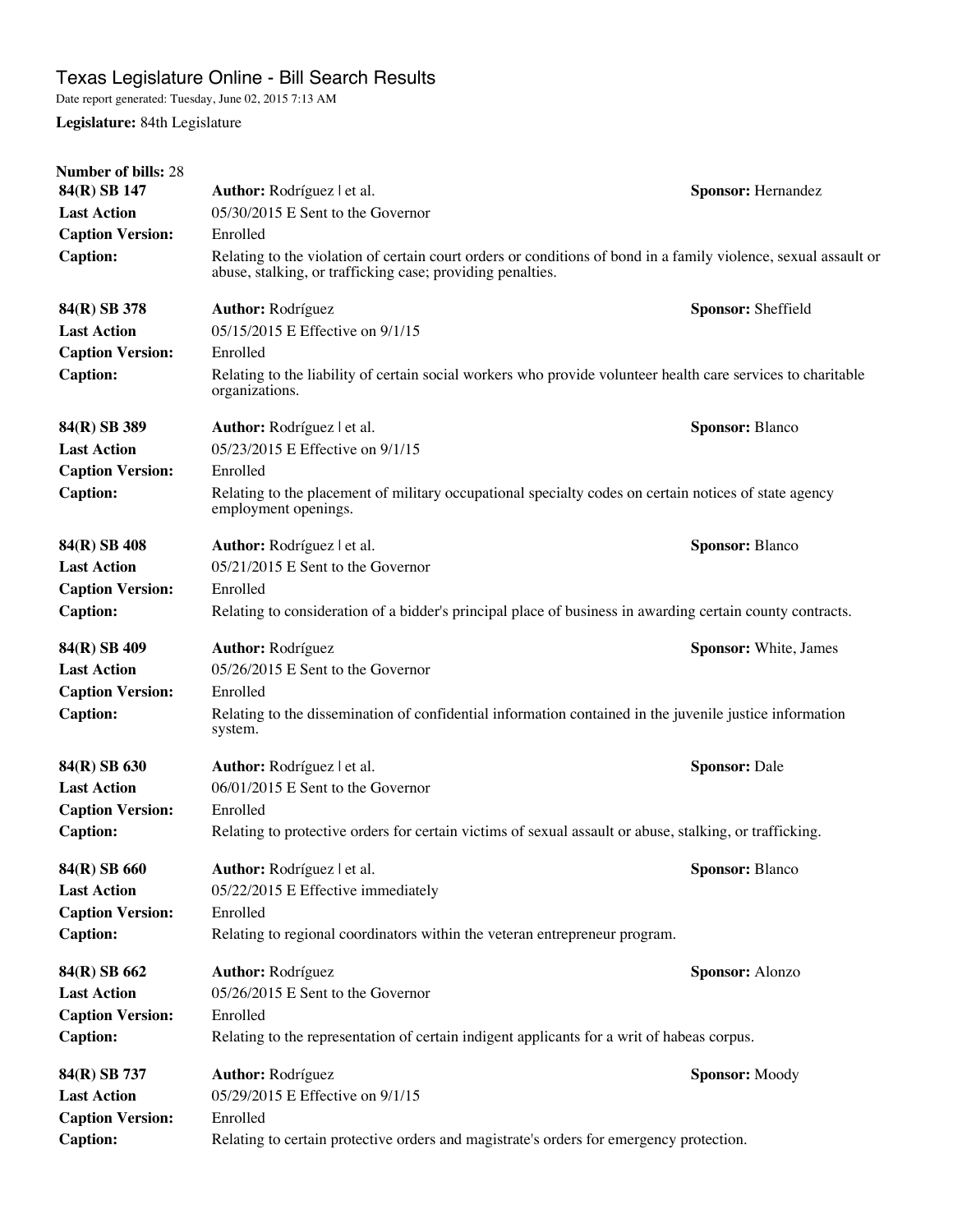# Texas Legislature Online - Bill Search Results

Date report generated: Tuesday, June 02, 2015 7:13 AM

**Legislature:** 84th Legislature

**Number of bills:** 28

| **84(R) SB 147** | **Author:** Rodríguez \| et al. | **Sponsor:** Hernandez |
|---|---|---|
| **Last Action** | 05/30/2015 E Sent to the Governor | |
| **Caption Version:** | Enrolled | |
| **Caption:** | Relating to the violation of certain court orders or conditions of bond in a family violence, sexual assault or abuse, stalking, or trafficking case; providing penalties. | |

| **84(R) SB 378** | **Author:** Rodríguez | **Sponsor:** Sheffield |
|---|---|---|
| **Last Action** | 05/15/2015 E Effective on 9/1/15 | |
| **Caption Version:** | Enrolled | |
| **Caption:** | Relating to the liability of certain social workers who provide volunteer health care services to charitable organizations. | |

| **84(R) SB 389** | **Author:** Rodríguez \| et al. | **Sponsor:** Blanco |
|---|---|---|
| **Last Action** | 05/23/2015 E Effective on 9/1/15 | |
| **Caption Version:** | Enrolled | |
| **Caption:** | Relating to the placement of military occupational specialty codes on certain notices of state agency employment openings. | |

| **84(R) SB 408** | **Author:** Rodríguez \| et al. | **Sponsor:** Blanco |
|---|---|---|
| **Last Action** | 05/21/2015 E Sent to the Governor | |
| **Caption Version:** | Enrolled | |
| **Caption:** | Relating to consideration of a bidder's principal place of business in awarding certain county contracts. | |

| **84(R) SB 409** | **Author:** Rodríguez | **Sponsor:** White, James |
|---|---|---|
| **Last Action** | 05/26/2015 E Sent to the Governor | |
| **Caption Version:** | Enrolled | |
| **Caption:** | Relating to the dissemination of confidential information contained in the juvenile justice information system. | |

| **84(R) SB 630** | **Author:** Rodríguez \| et al. | **Sponsor:** Dale |
|---|---|---|
| **Last Action** | 06/01/2015 E Sent to the Governor | |
| **Caption Version:** | Enrolled | |
| **Caption:** | Relating to protective orders for certain victims of sexual assault or abuse, stalking, or trafficking. | |

| **84(R) SB 660** | **Author:** Rodríguez \| et al. | **Sponsor:** Blanco |
|---|---|---|
| **Last Action** | 05/22/2015 E Effective immediately | |
| **Caption Version:** | Enrolled | |
| **Caption:** | Relating to regional coordinators within the veteran entrepreneur program. | |

| **84(R) SB 662** | **Author:** Rodríguez | **Sponsor:** Alonzo |
|---|---|---|
| **Last Action** | 05/26/2015 E Sent to the Governor | |
| **Caption Version:** | Enrolled | |
| **Caption:** | Relating to the representation of certain indigent applicants for a writ of habeas corpus. | |

| **84(R) SB 737** | **Author:** Rodríguez | **Sponsor:** Moody |
|---|---|---|
| **Last Action** | 05/29/2015 E Effective on 9/1/15 | |
| **Caption Version:** | Enrolled | |
| **Caption:** | Relating to certain protective orders and magistrate's orders for emergency protection. | |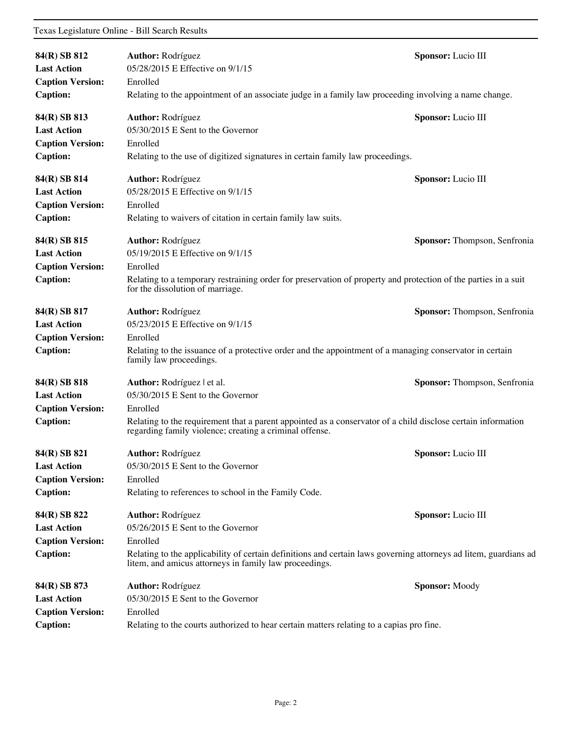**84(R) SB 812** **Author:** Rodríguez **Sponsor:** Lucio III
**Last Action** 05/28/2015 E Effective on 9/1/15
**Caption Version:** Enrolled
**Caption:** Relating to the appointment of an associate judge in a family law proceeding involving a name change.

**84(R) SB 813** **Author:** Rodríguez **Sponsor:** Lucio III
**Last Action** 05/30/2015 E Sent to the Governor
**Caption Version:** Enrolled
**Caption:** Relating to the use of digitized signatures in certain family law proceedings.

**84(R) SB 814** **Author:** Rodríguez **Sponsor:** Lucio III
**Last Action** 05/28/2015 E Effective on 9/1/15
**Caption Version:** Enrolled
**Caption:** Relating to waivers of citation in certain family law suits.

**84(R) SB 815** **Author:** Rodríguez **Sponsor:** Thompson, Senfronia
**Last Action** 05/19/2015 E Effective on 9/1/15
**Caption Version:** Enrolled
**Caption:** Relating to a temporary restraining order for preservation of property and protection of the parties in a suit for the dissolution of marriage.

**84(R) SB 817** **Author:** Rodríguez **Sponsor:** Thompson, Senfronia
**Last Action** 05/23/2015 E Effective on 9/1/15
**Caption Version:** Enrolled
**Caption:** Relating to the issuance of a protective order and the appointment of a managing conservator in certain family law proceedings.

**84(R) SB 818** **Author:** Rodríguez | et al. **Sponsor:** Thompson, Senfronia
**Last Action** 05/30/2015 E Sent to the Governor
**Caption Version:** Enrolled
**Caption:** Relating to the requirement that a parent appointed as a conservator of a child disclose certain information regarding family violence; creating a criminal offense.

**84(R) SB 821** **Author:** Rodríguez **Sponsor:** Lucio III
**Last Action** 05/30/2015 E Sent to the Governor
**Caption Version:** Enrolled
**Caption:** Relating to references to school in the Family Code.

**84(R) SB 822** **Author:** Rodríguez **Sponsor:** Lucio III
**Last Action** 05/26/2015 E Sent to the Governor
**Caption Version:** Enrolled
**Caption:** Relating to the applicability of certain definitions and certain laws governing attorneys ad litem, guardians ad litem, and amicus attorneys in family law proceedings.

**84(R) SB 873** **Author:** Rodríguez **Sponsor:** Moody
**Last Action** 05/30/2015 E Sent to the Governor
**Caption Version:** Enrolled
**Caption:** Relating to the courts authorized to hear certain matters relating to a capias pro fine.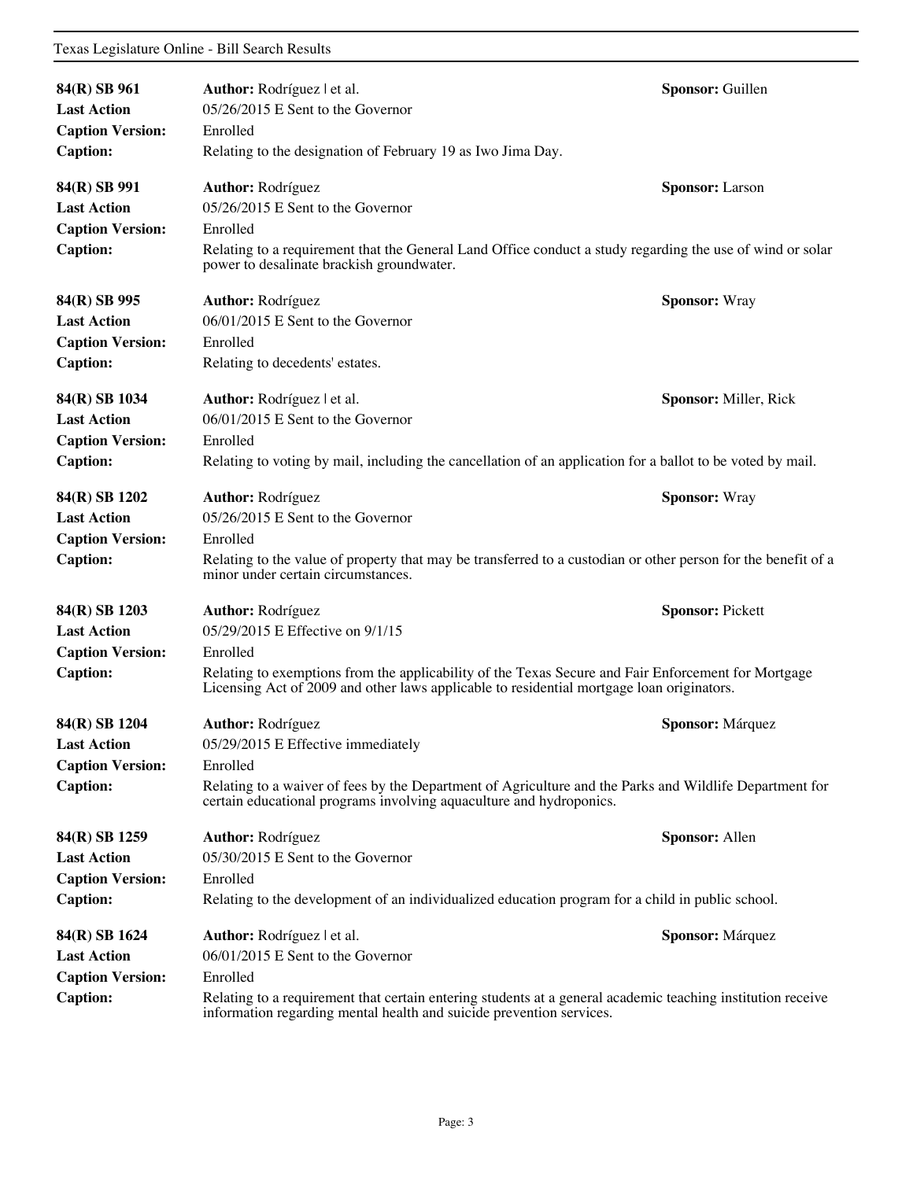**84(R) SB 961** | **Author:** Rodríguez | et al. | **Sponsor:** Guillen
**Last Action** 05/26/2015 E Sent to the Governor
**Caption Version:** Enrolled
**Caption:** Relating to the designation of February 19 as Iwo Jima Day.

**84(R) SB 991** | **Author:** Rodríguez | **Sponsor:** Larson
**Last Action** 05/26/2015 E Sent to the Governor
**Caption Version:** Enrolled
**Caption:** Relating to a requirement that the General Land Office conduct a study regarding the use of wind or solar power to desalinate brackish groundwater.

**84(R) SB 995** | **Author:** Rodríguez | **Sponsor:** Wray
**Last Action** 06/01/2015 E Sent to the Governor
**Caption Version:** Enrolled
**Caption:** Relating to decedents' estates.

**84(R) SB 1034** | **Author:** Rodríguez | et al. | **Sponsor:** Miller, Rick
**Last Action** 06/01/2015 E Sent to the Governor
**Caption Version:** Enrolled
**Caption:** Relating to voting by mail, including the cancellation of an application for a ballot to be voted by mail.

**84(R) SB 1202** | **Author:** Rodríguez | **Sponsor:** Wray
**Last Action** 05/26/2015 E Sent to the Governor
**Caption Version:** Enrolled
**Caption:** Relating to the value of property that may be transferred to a custodian or other person for the benefit of a minor under certain circumstances.

**84(R) SB 1203** | **Author:** Rodríguez | **Sponsor:** Pickett
**Last Action** 05/29/2015 E Effective on 9/1/15
**Caption Version:** Enrolled
**Caption:** Relating to exemptions from the applicability of the Texas Secure and Fair Enforcement for Mortgage Licensing Act of 2009 and other laws applicable to residential mortgage loan originators.

**84(R) SB 1204** | **Author:** Rodríguez | **Sponsor:** Márquez
**Last Action** 05/29/2015 E Effective immediately
**Caption Version:** Enrolled
**Caption:** Relating to a waiver of fees by the Department of Agriculture and the Parks and Wildlife Department for certain educational programs involving aquaculture and hydroponics.

**84(R) SB 1259** | **Author:** Rodríguez | **Sponsor:** Allen
**Last Action** 05/30/2015 E Sent to the Governor
**Caption Version:** Enrolled
**Caption:** Relating to the development of an individualized education program for a child in public school.

**84(R) SB 1624** | **Author:** Rodríguez | et al. | **Sponsor:** Márquez
**Last Action** 06/01/2015 E Sent to the Governor
**Caption Version:** Enrolled
**Caption:** Relating to a requirement that certain entering students at a general academic teaching institution receive information regarding mental health and suicide prevention services.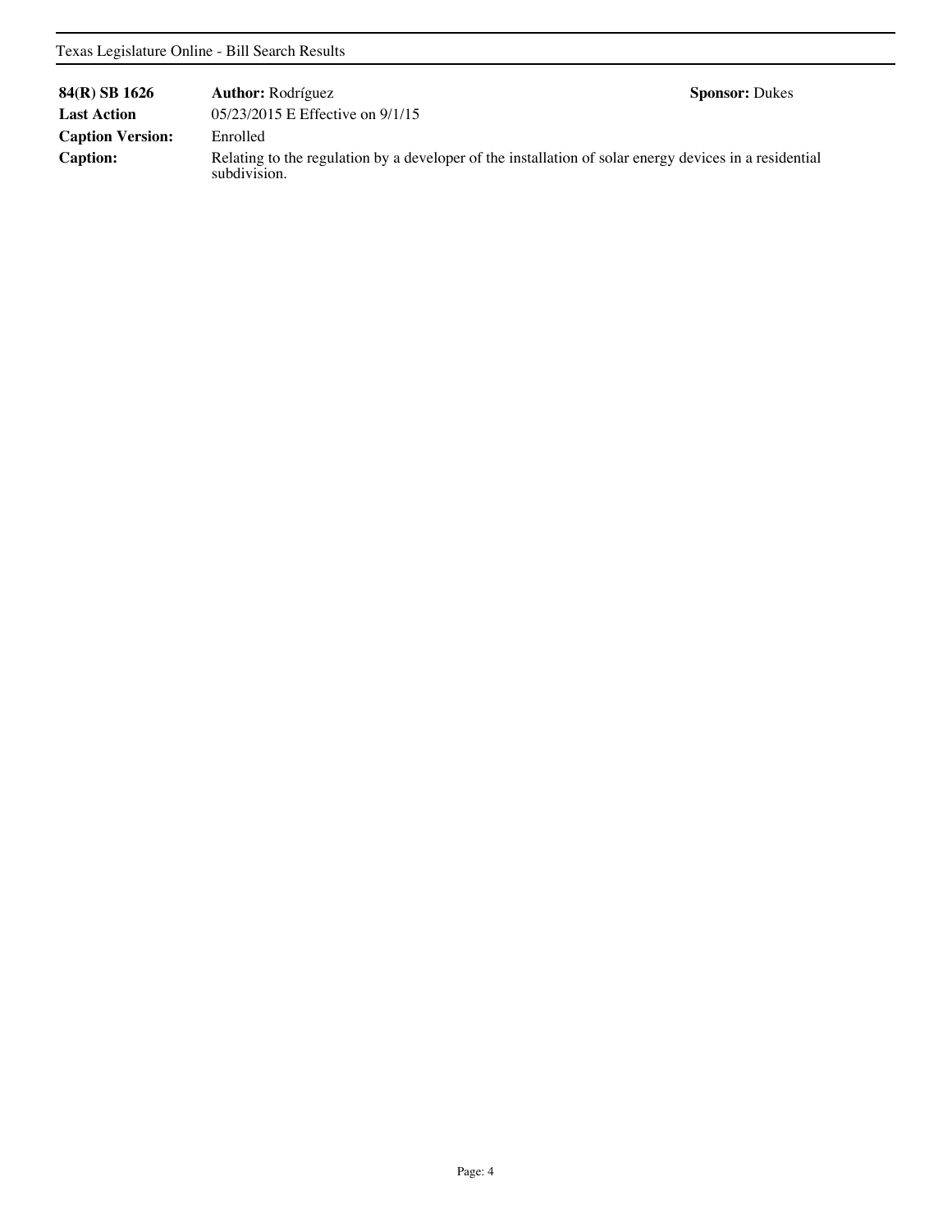| | | |
| --- | --- | --- |
| **84(R) SB 1626** | **Author:** Rodríguez | **Sponsor:** Dukes |
| **Last Action** | 05/23/2015 E Effective on 9/1/15 | |
| **Caption Version:** | Enrolled | |
| **Caption:** | Relating to the regulation by a developer of the installation of solar energy devices in a residential subdivision. | |